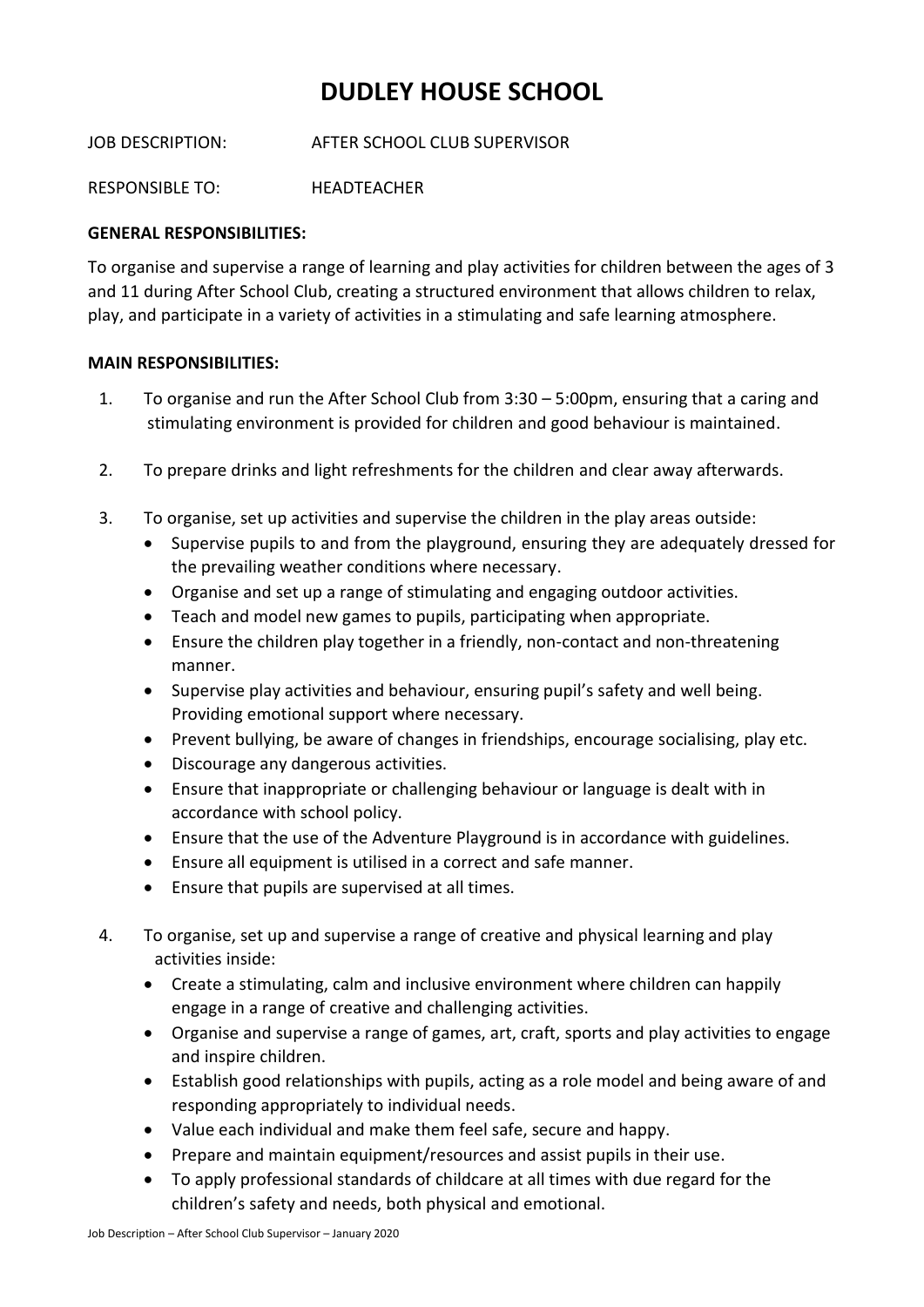# DUDLEY HOUSE SCHOOL

JOB DESCRIPTION: AFTER SCHOOL CLUB SUPERVISOR

RESPONSIBLE TO: HEADTEACHER

**GENERAL RESPONSIBILITIES:**

To organise and supervise a range of learning and play activities for children between the ages of 3 and 11 during After School Club, creating a structured environment that allows children to relax, play, and participate in a variety of activities in a stimulating and safe learning atmosphere.

**MAIN RESPONSIBILITIES:**

1. To organise and run the After School Club from 3:30 – 5:00pm, ensuring that a caring and stimulating environment is provided for children and good behaviour is maintained.

2. To prepare drinks and light refreshments for the children and clear away afterwards.

3. To organise, set up activities and supervise the children in the play areas outside:
   - Supervise pupils to and from the playground, ensuring they are adequately dressed for the prevailing weather conditions where necessary.
   - Organise and set up a range of stimulating and engaging outdoor activities.
   - Teach and model new games to pupils, participating when appropriate.
   - Ensure the children play together in a friendly, non-contact and non-threatening manner.
   - Supervise play activities and behaviour, ensuring pupil's safety and well being. Providing emotional support where necessary.
   - Prevent bullying, be aware of changes in friendships, encourage socialising, play etc.
   - Discourage any dangerous activities.
   - Ensure that inappropriate or challenging behaviour or language is dealt with in accordance with school policy.
   - Ensure that the use of the Adventure Playground is in accordance with guidelines.
   - Ensure all equipment is utilised in a correct and safe manner.
   - Ensure that pupils are supervised at all times.

4. To organise, set up and supervise a range of creative and physical learning and play activities inside:
   - Create a stimulating, calm and inclusive environment where children can happily engage in a range of creative and challenging activities.
   - Organise and supervise a range of games, art, craft, sports and play activities to engage and inspire children.
   - Establish good relationships with pupils, acting as a role model and being aware of and responding appropriately to individual needs.
   - Value each individual and make them feel safe, secure and happy.
   - Prepare and maintain equipment/resources and assist pupils in their use.
   - To apply professional standards of childcare at all times with due regard for the children's safety and needs, both physical and emotional.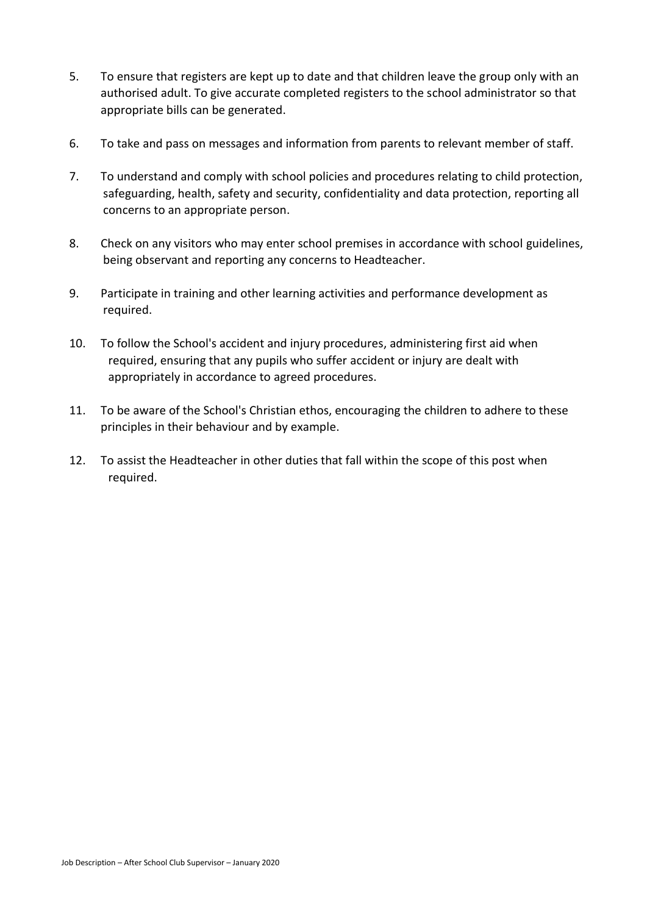5. To ensure that registers are kept up to date and that children leave the group only with an authorised adult. To give accurate completed registers to the school administrator so that appropriate bills can be generated.

6. To take and pass on messages and information from parents to relevant member of staff.

7. To understand and comply with school policies and procedures relating to child protection, safeguarding, health, safety and security, confidentiality and data protection, reporting all concerns to an appropriate person.

8. Check on any visitors who may enter school premises in accordance with school guidelines, being observant and reporting any concerns to Headteacher.

9. Participate in training and other learning activities and performance development as required.

10. To follow the School's accident and injury procedures, administering first aid when required, ensuring that any pupils who suffer accident or injury are dealt with appropriately in accordance to agreed procedures.

11. To be aware of the School's Christian ethos, encouraging the children to adhere to these principles in their behaviour and by example.

12. To assist the Headteacher in other duties that fall within the scope of this post when required.